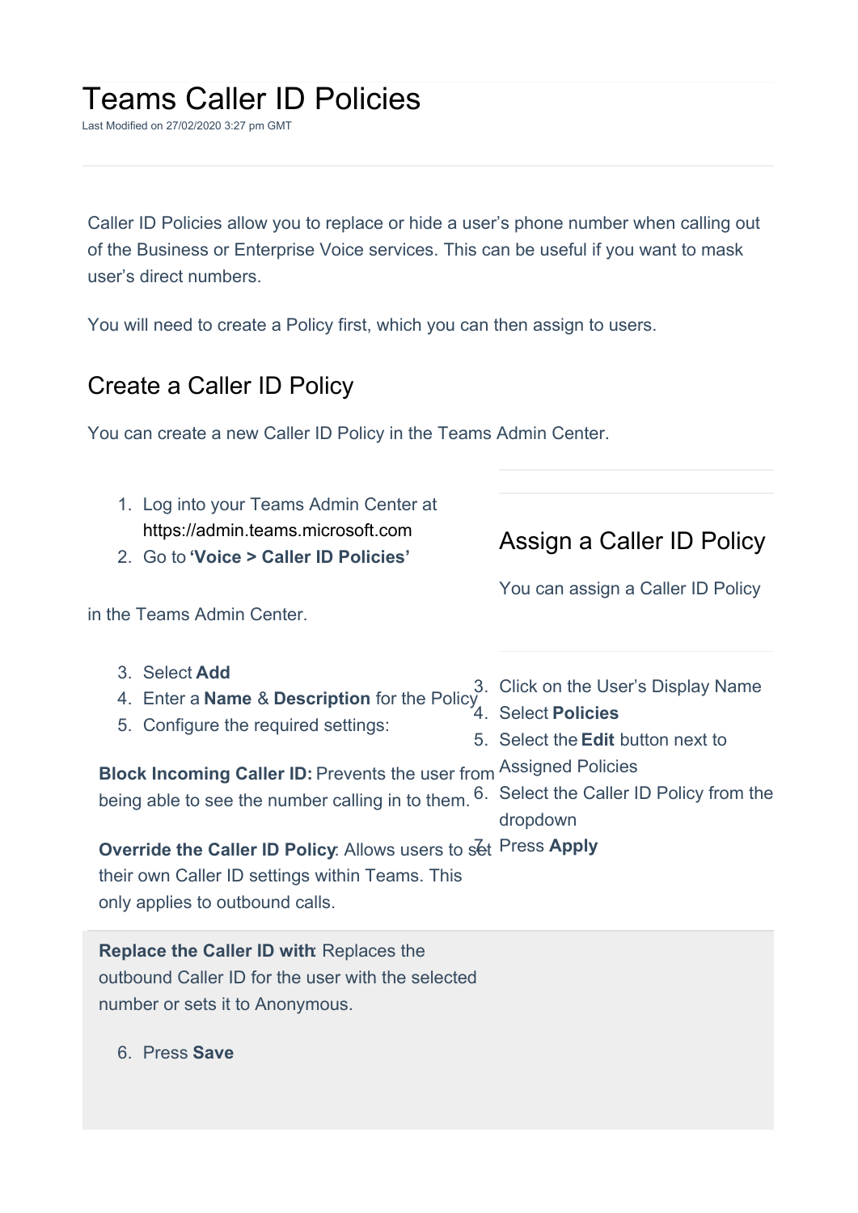# Teams Caller ID Policies

Last Modified on 27/02/2020 3:27 pm GMT

Caller ID Policies allow you to replace or hide a user's phone number when calling out of the Business or Enterprise Voice services. This can be useful if you want to mask user's direct numbers.

You will need to create a Policy first, which you can then assign to users.

## Create a Caller ID Policy

You can create a new Caller ID Policy in the Teams Admin Center.

1. Log into your Teams Admin Center at https://admin.teams.microsoft.com
2. Go to **'Voice > Caller ID Policies'**

in the Teams Admin Center.

3. Select **Add**
4. Enter a **Name** & **Description** for the Policy
5. Configure the required settings:

**Block Incoming Caller ID:** Prevents the user from being able to see the number calling in to them.

**Override the Caller ID Policy**: Allows users to set their own Caller ID settings within Teams. This only applies to outbound calls.

**Replace the Caller ID with**: Replaces the outbound Caller ID for the user with the selected number or sets it to Anonymous.

6. Press **Save**

## Assign a Caller ID Policy

You can assign a Caller ID Policy

3. Click on the User's Display Name
4. Select **Policies**
5. Select the **Edit** button next to Assigned Policies
6. Select the Caller ID Policy from the dropdown
7. Press **Apply**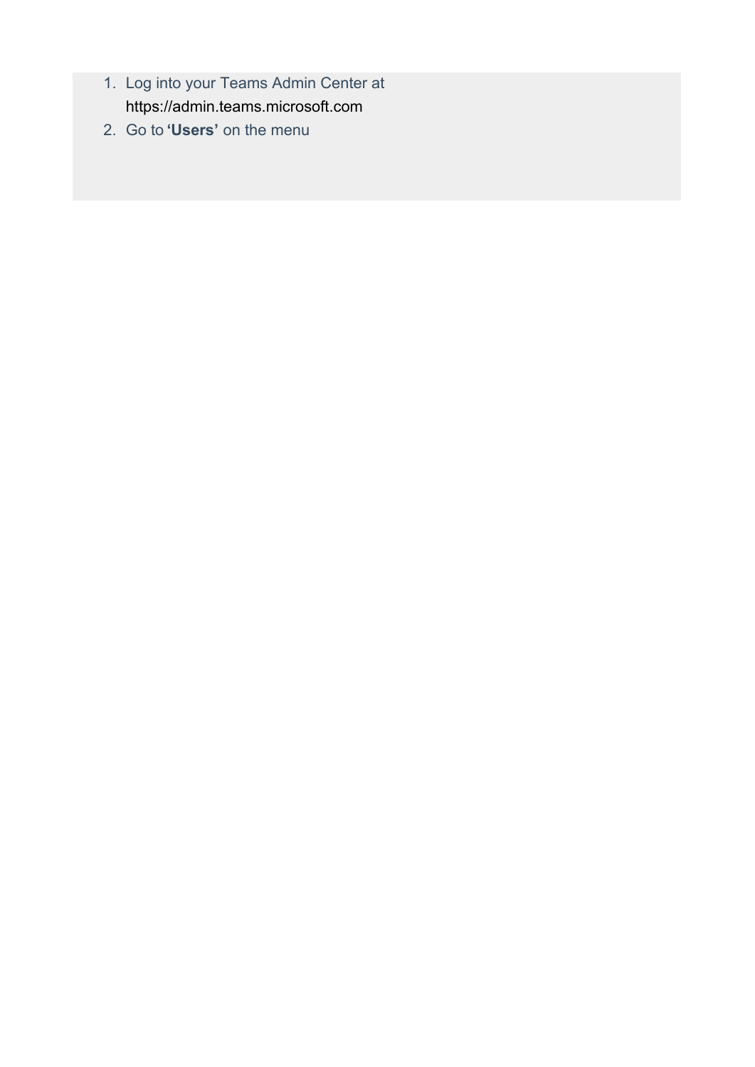1. Log into your Teams Admin Center at https://admin.teams.microsoft.com
2. Go to **‘Users’** on the menu